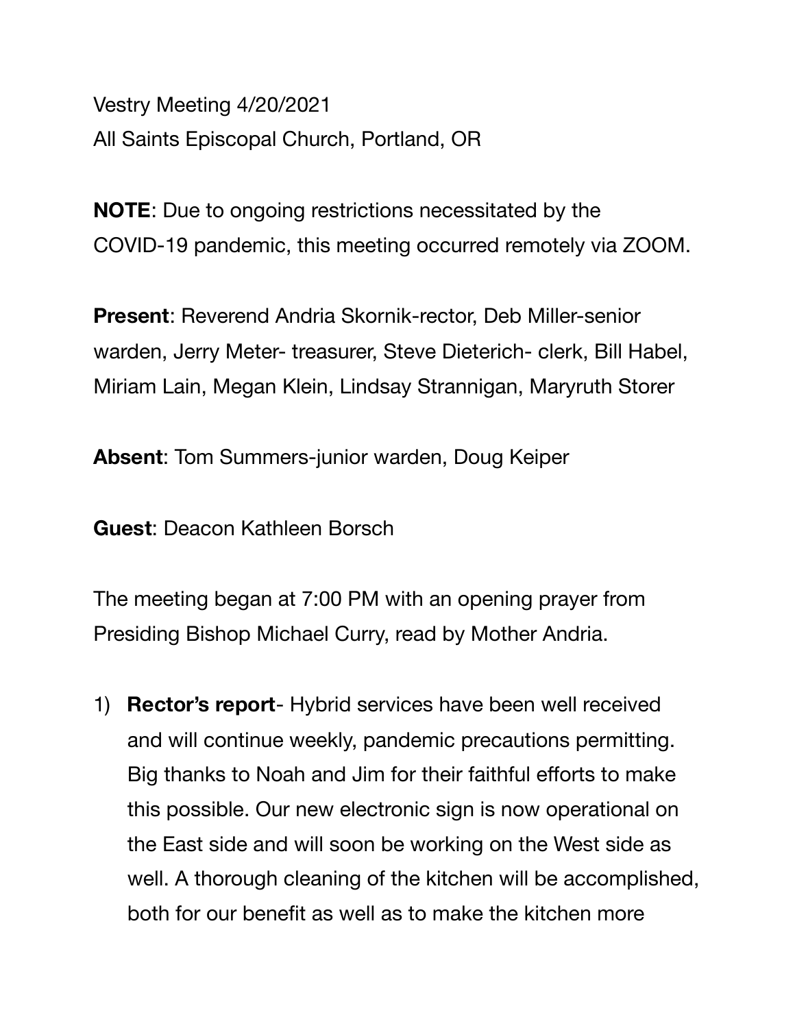Vestry Meeting 4/20/2021
All Saints Episcopal Church, Portland, OR

**NOTE**: Due to ongoing restrictions necessitated by the COVID-19 pandemic, this meeting occurred remotely via ZOOM.

**Present**: Reverend Andria Skornik-rector, Deb Miller-senior warden, Jerry Meter- treasurer, Steve Dieterich- clerk, Bill Habel, Miriam Lain, Megan Klein, Lindsay Strannigan, Maryruth Storer

**Absent**: Tom Summers-junior warden, Doug Keiper

**Guest**: Deacon Kathleen Borsch

The meeting began at 7:00 PM with an opening prayer from Presiding Bishop Michael Curry, read by Mother Andria.

1) **Rector's report**- Hybrid services have been well received and will continue weekly, pandemic precautions permitting. Big thanks to Noah and Jim for their faithful efforts to make this possible. Our new electronic sign is now operational on the East side and will soon be working on the West side as well. A thorough cleaning of the kitchen will be accomplished, both for our benefit as well as to make the kitchen more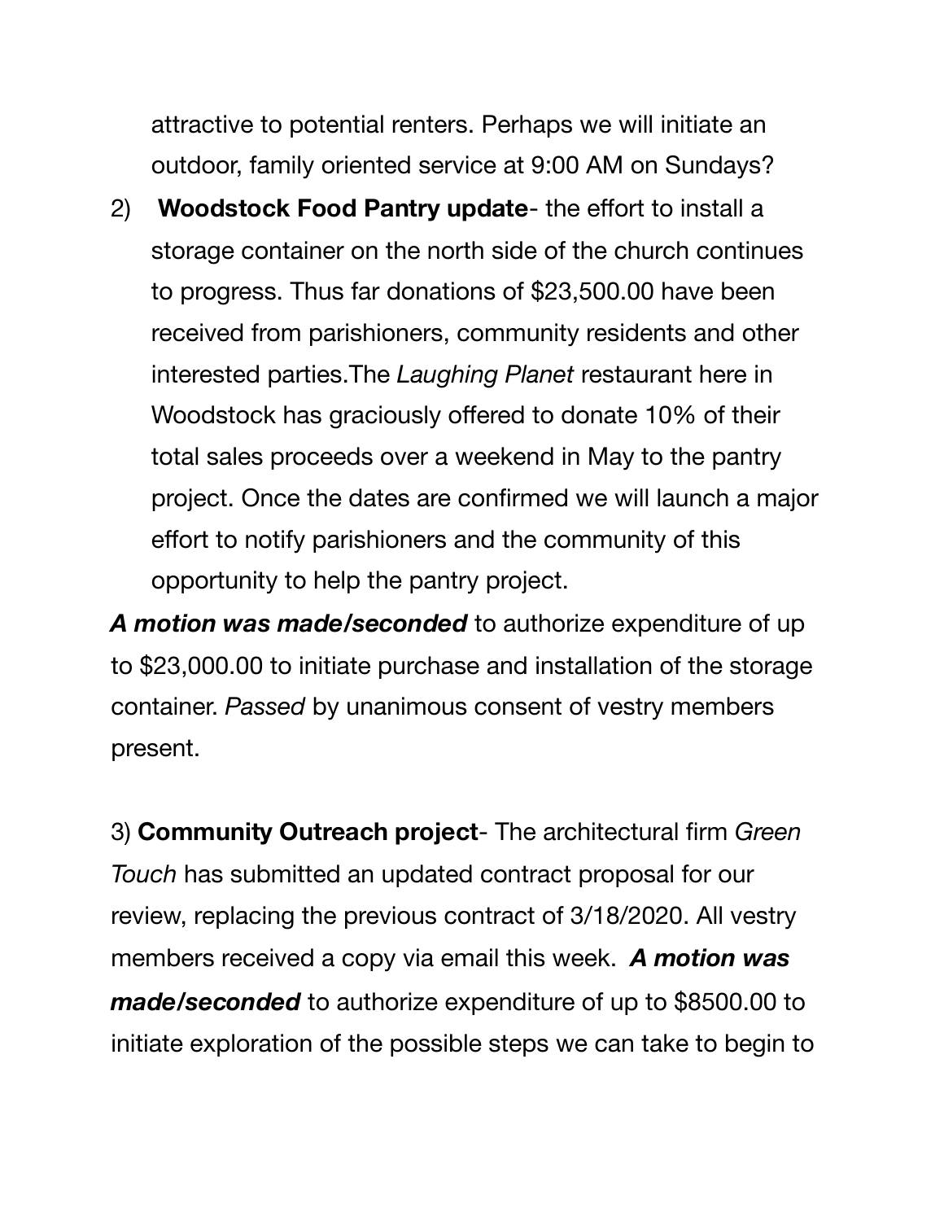attractive to potential renters. Perhaps we will initiate an outdoor, family oriented service at 9:00 AM on Sundays?

2) **Woodstock Food Pantry update**- the effort to install a storage container on the north side of the church continues to progress. Thus far donations of $23,500.00 have been received from parishioners, community residents and other interested parties.The *Laughing Planet* restaurant here in Woodstock has graciously offered to donate 10% of their total sales proceeds over a weekend in May to the pantry project. Once the dates are confirmed we will launch a major effort to notify parishioners and the community of this opportunity to help the pantry project.

***A motion was made/seconded*** to authorize expenditure of up to $23,000.00 to initiate purchase and installation of the storage container. *Passed* by unanimous consent of vestry members present.

3) **Community Outreach project**- The architectural firm *Green Touch* has submitted an updated contract proposal for our review, replacing the previous contract of 3/18/2020. All vestry members received a copy via email this week. ***A motion was made/seconded*** to authorize expenditure of up to $8500.00 to initiate exploration of the possible steps we can take to begin to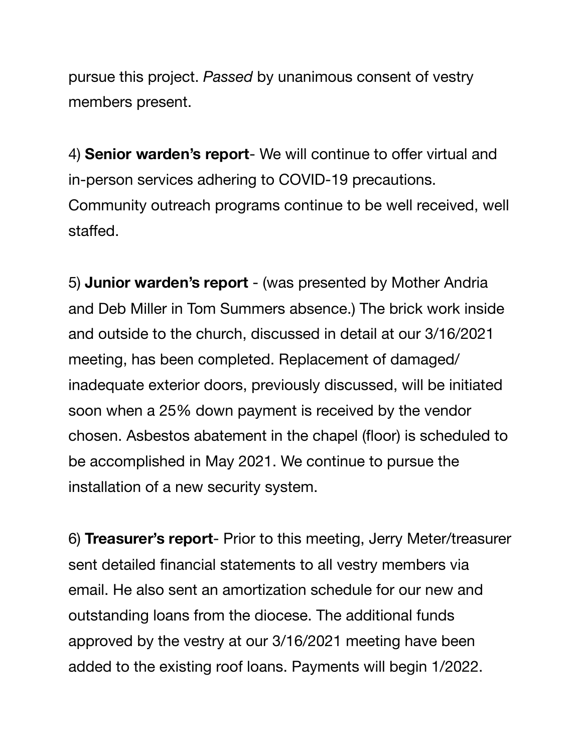pursue this project. *Passed* by unanimous consent of vestry members present.

4) **Senior warden's report**- We will continue to offer virtual and in-person services adhering to COVID-19 precautions. Community outreach programs continue to be well received, well staffed.

5) **Junior warden's report** - (was presented by Mother Andria and Deb Miller in Tom Summers absence.) The brick work inside and outside to the church, discussed in detail at our 3/16/2021 meeting, has been completed. Replacement of damaged/ inadequate exterior doors, previously discussed, will be initiated soon when a 25% down payment is received by the vendor chosen. Asbestos abatement in the chapel (floor) is scheduled to be accomplished in May 2021. We continue to pursue the installation of a new security system.

6) **Treasurer's report**- Prior to this meeting, Jerry Meter/treasurer sent detailed financial statements to all vestry members via email. He also sent an amortization schedule for our new and outstanding loans from the diocese. The additional funds approved by the vestry at our 3/16/2021 meeting have been added to the existing roof loans. Payments will begin 1/2022.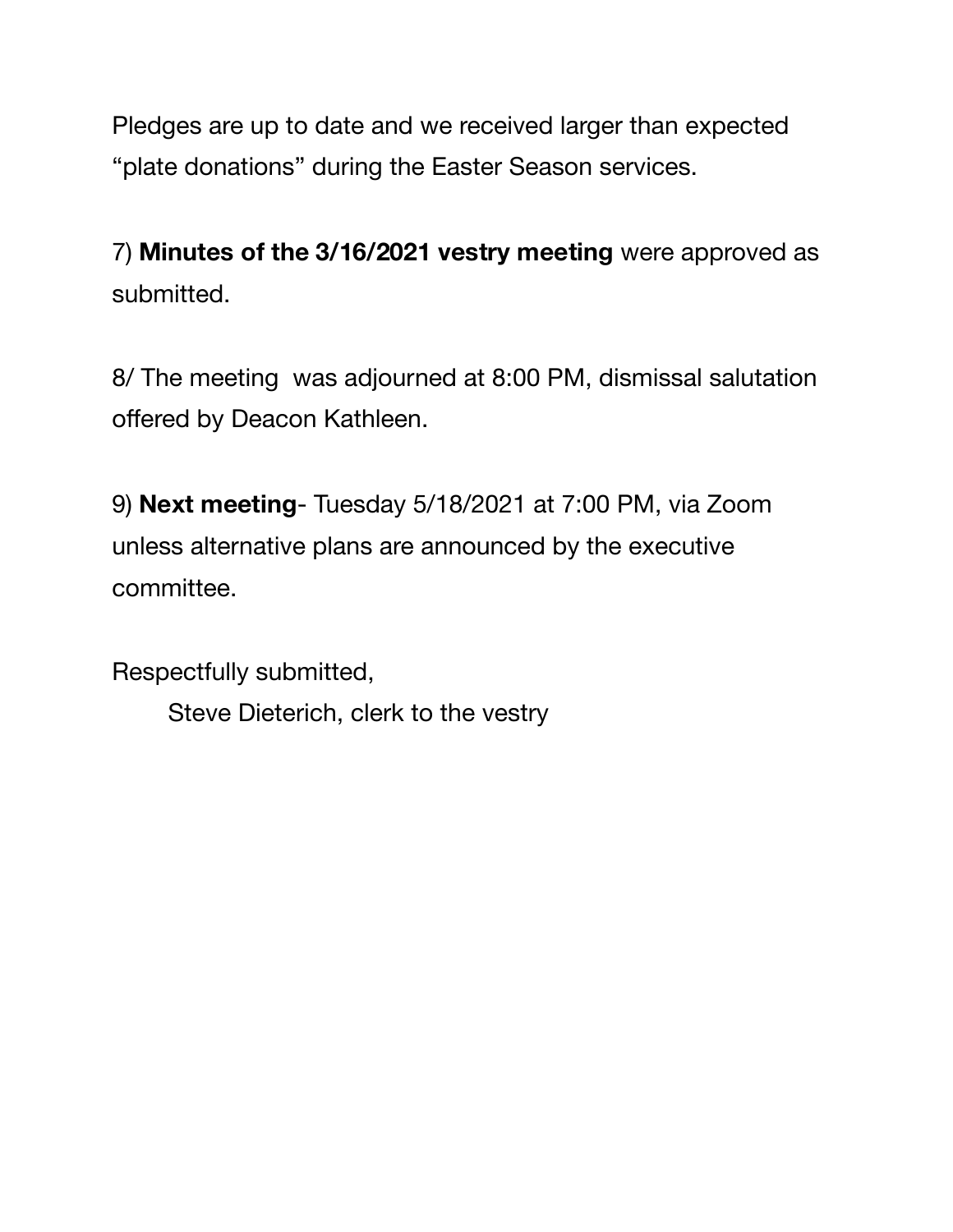Pledges are up to date and we received larger than expected "plate donations" during the Easter Season services.

7) **Minutes of the 3/16/2021 vestry meeting** were approved as submitted.

8/ The meeting  was adjourned at 8:00 PM, dismissal salutation offered by Deacon Kathleen.

9) **Next meeting**- Tuesday 5/18/2021 at 7:00 PM, via Zoom unless alternative plans are announced by the executive committee.

Respectfully submitted,

Steve Dieterich, clerk to the vestry